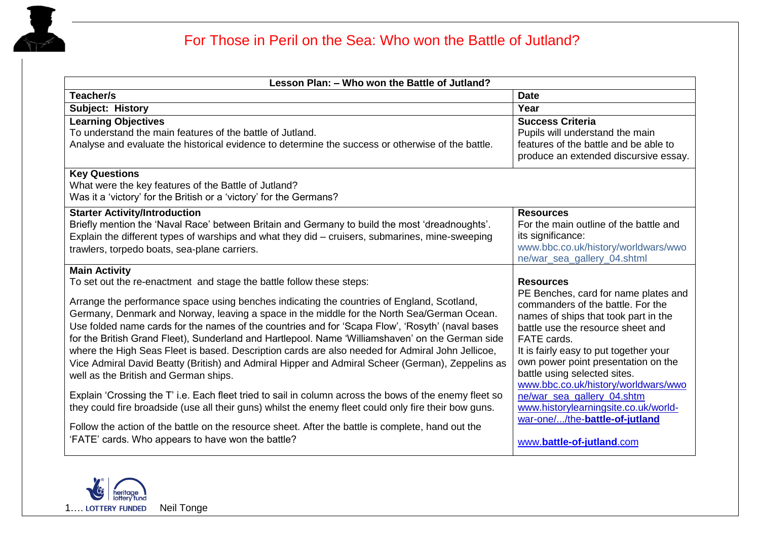# For Those in Peril on the Sea: Who won the Battle of Jutland?

| Lesson Plan: – Who won the Battle of Jutland? | |
|---|---|
| **Teacher/s** | **Date** |
| **Subject: History** | **Year** |
| **Learning Objectives**<br>To understand the main features of the battle of Jutland.<br>Analyse and evaluate the historical evidence to determine the success or otherwise of the battle. | **Success Criteria**<br>Pupils will understand the main features of the battle and be able to produce an extended discursive essay. |
| **Key Questions**<br>What were the key features of the Battle of Jutland?<br>Was it a 'victory' for the British or a 'victory' for the Germans? | |
| **Starter Activity/Introduction**<br>Briefly mention the 'Naval Race' between Britain and Germany to build the most 'dreadnoughts'. Explain the different types of warships and what they did – cruisers, submarines, mine-sweeping trawlers, torpedo boats, sea-plane carriers. | **Resources**<br>For the main outline of the battle and its significance:<br>www.bbc.co.uk/history/worldwars/wwone/war_sea_gallery_04.shtml |
| **Main Activity**<br>To set out the re-enactment and stage the battle follow these steps:<br><br>Arrange the performance space using benches indicating the countries of England, Scotland, Germany, Denmark and Norway, leaving a space in the middle for the North Sea/German Ocean. Use folded name cards for the names of the countries and for 'Scapa Flow', 'Rosyth' (naval bases for the British Grand Fleet), Sunderland and Hartlepool. Name 'Williamshaven' on the German side where the High Seas Fleet is based. Description cards are also needed for Admiral John Jellicoe, Vice Admiral David Beatty (British) and Admiral Hipper and Admiral Scheer (German), Zeppelins as well as the British and German ships.<br><br>Explain 'Crossing the T' i.e. Each fleet tried to sail in column across the bows of the enemy fleet so they could fire broadside (use all their guns) whilst the enemy fleet could only fire their bow guns.<br><br>Follow the action of the battle on the resource sheet. After the battle is complete, hand out the 'FATE' cards. Who appears to have won the battle? | **Resources**<br>PE Benches, card for name plates and commanders of the battle. For the names of ships that took part in the battle use the resource sheet and FATE cards.<br>It is fairly easy to put together your own power point presentation on the battle using selected sites.<br>www.bbc.co.uk/history/worldwars/wwone/war_sea_gallery_04.shtm<br>www.historylearningsite.co.uk/world-war-one/.../the-**battle-of-jutland**<br><br>www.**battle-of-jutland**.com |

Neil Tonge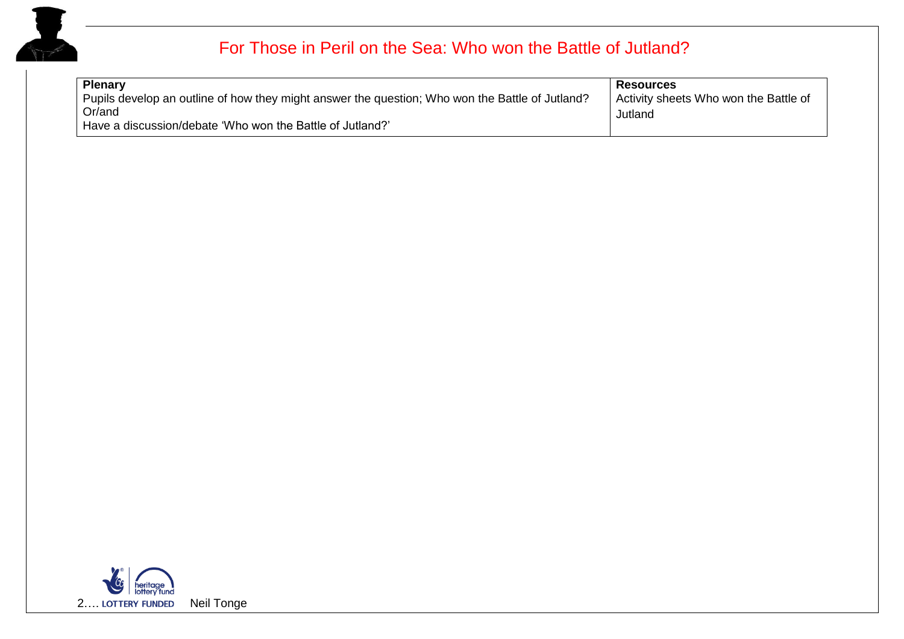# For Those in Peril on the Sea: Who won the Battle of Jutland?

| Plenary | Resources |
|---|---|
| Pupils develop an outline of how they might answer the question; Who won the Battle of Jutland?<br>Or/and<br>Have a discussion/debate 'Who won the Battle of Jutland?' | Activity sheets Who won the Battle of Jutland |

LOTTERY FUNDED Neil Tonge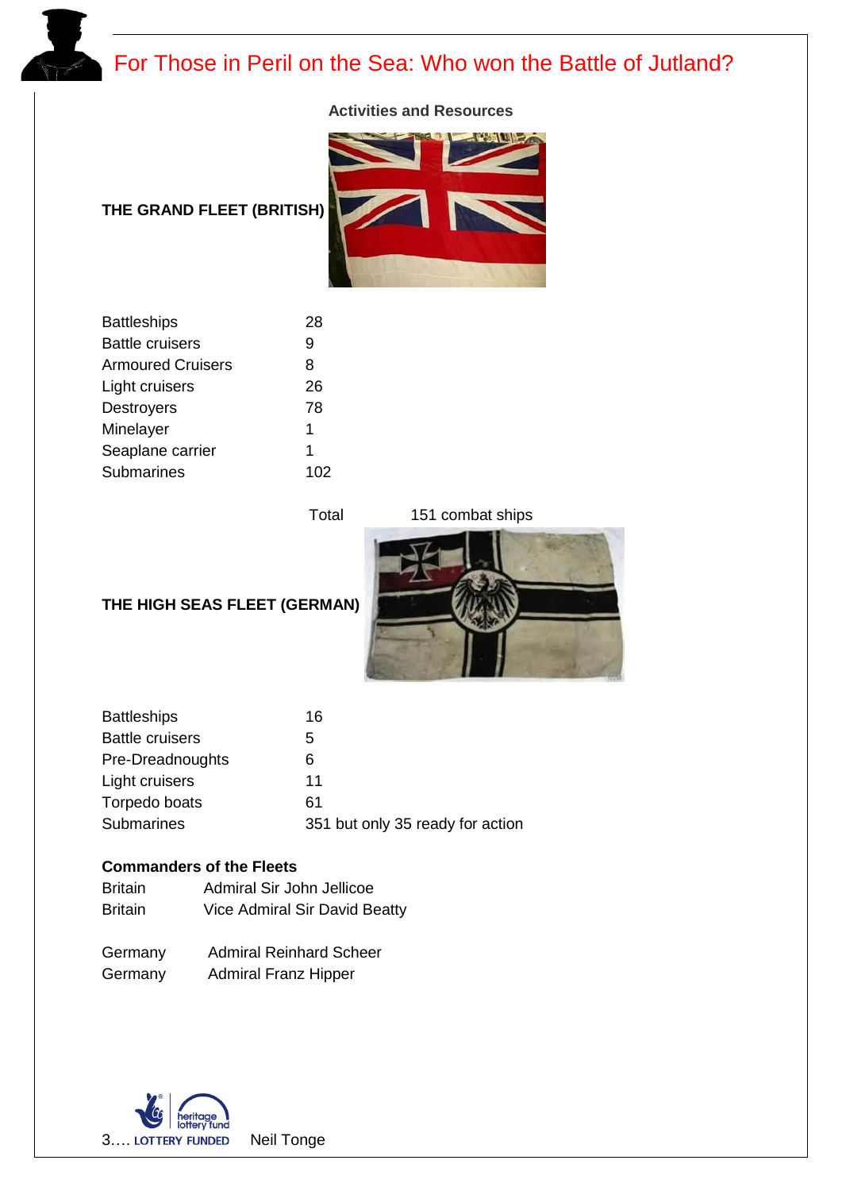# For Those in Peril on the Sea: Who won the Battle of Jutland?

**Activities and Resources**

**THE GRAND FLEET (BRITISH)**

| | |
|---|---|
| Battleships | 28 |
| Battle cruisers | 9 |
| Armoured Cruisers | 8 |
| Light cruisers | 26 |
| Destroyers | 78 |
| Minelayer | 1 |
| Seaplane carrier | 1 |
| Submarines | 102 |

Total 151 combat ships

**THE HIGH SEAS FLEET (GERMAN)**

| | |
|---|---|
| Battleships | 16 |
| Battle cruisers | 5 |
| Pre-Dreadnoughts | 6 |
| Light cruisers | 11 |
| Torpedo boats | 61 |
| Submarines | 351 but only 35 ready for action |

**Commanders of the Fleets**

| | |
|---|---|
| Britain | Admiral Sir John Jellicoe |
| Britain | Vice Admiral Sir David Beatty |
| Germany | Admiral Reinhard Scheer |
| Germany | Admiral Franz Hipper |

Neil Tonge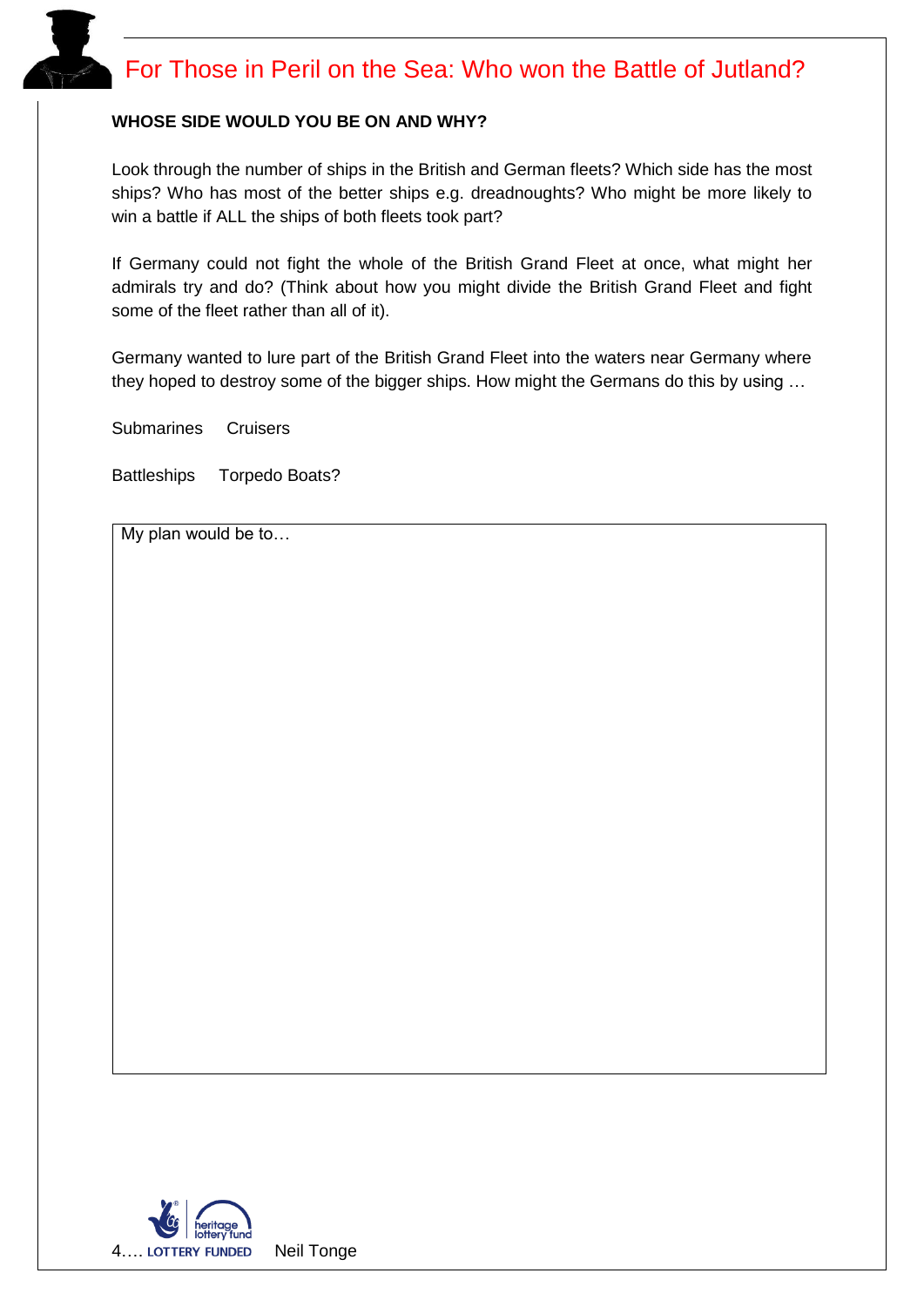# For Those in Peril on the Sea: Who won the Battle of Jutland?

**WHOSE SIDE WOULD YOU BE ON AND WHY?**

Look through the number of ships in the British and German fleets? Which side has the most ships? Who has most of the better ships e.g. dreadnoughts? Who might be more likely to win a battle if ALL the ships of both fleets took part?

If Germany could not fight the whole of the British Grand Fleet at once, what might her admirals try and do? (Think about how you might divide the British Grand Fleet and fight some of the fleet rather than all of it).

Germany wanted to lure part of the British Grand Fleet into the waters near Germany where they hoped to destroy some of the bigger ships. How might the Germans do this by using …

Submarines Cruisers

Battleships Torpedo Boats?

| My plan would be to… |
|---|
| |

LOTTERY FUNDED Neil Tonge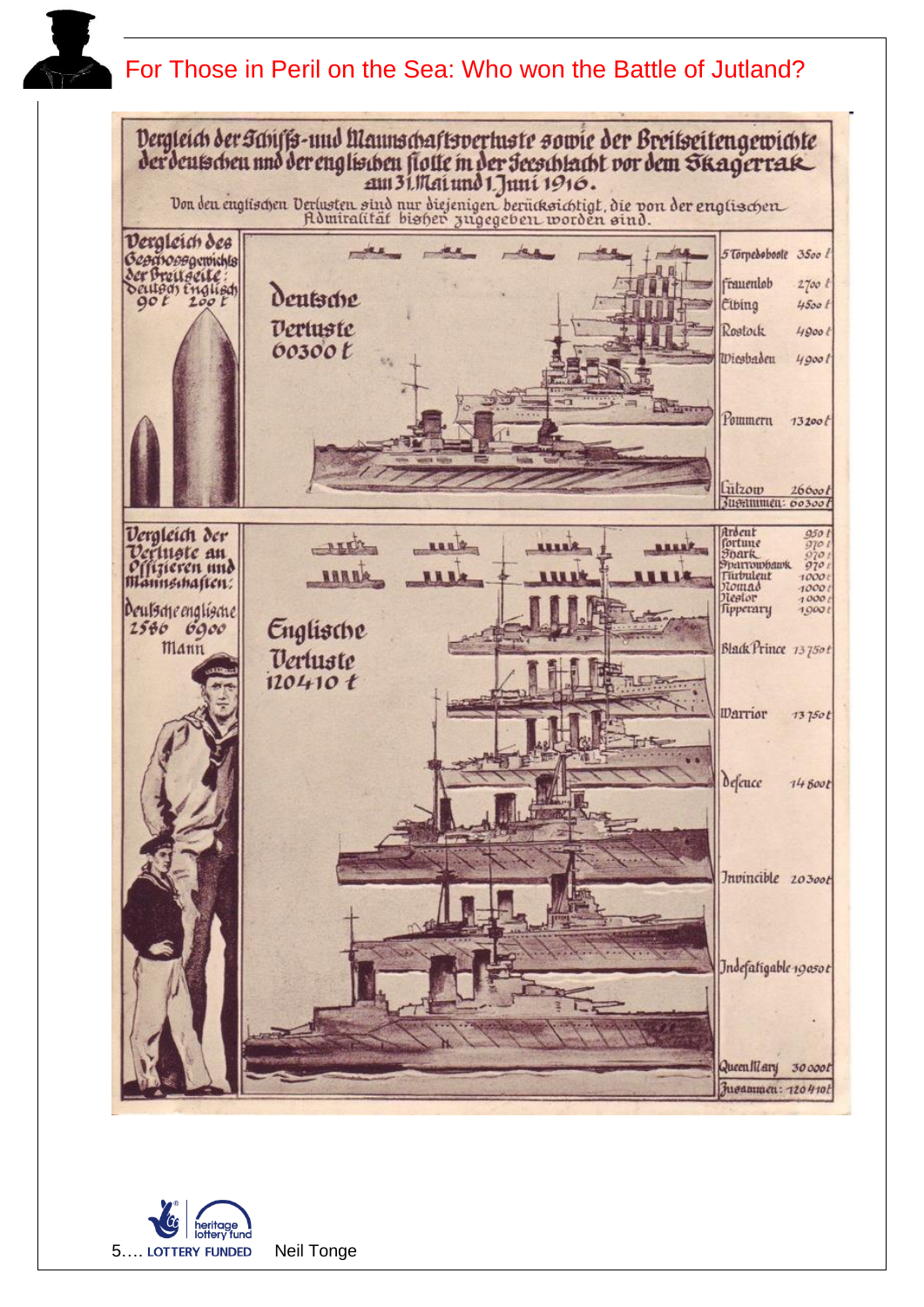# For Those in Peril on the Sea: Who won the Battle of Jutland?

Vergleich der Schiffs- und Mannschaftsverluste sowie der Breitseitengewichte der deutschen und der englischen Flotte in der Seeschlacht vor dem Skagerrak am 31. Mai und 1. Juni 1916.

Von den englischen Verlusten sind nur diejenigen berücksichtigt, die von der englischen Admiralität bisher zugegeben worden sind.

Vergleich des Geschossgewichts der Breitseite:

| Deutsch | Englisch |
|---|---|
| 90 t | 200 t |

**Deutsche Verluste 60300 t**

| Schiff | Tonnage |
|---|---|
| 5 Torpedoboote | 3500 t |
| Frauenlob | 2700 t |
| Elbing | 4500 t |
| Rostock | 4900 t |
| Wiesbaden | 4900 t |
| Pommern | 13200 t |
| Lützow | 26600 t |
| Zusammen: | 60300 t |

Vergleich der Verluste an Offizieren und Mannschaften:

| Deutsche | Englische |
|---|---|
| 2586 | 6900 |

Mann

**Englische Verluste 120410 t**

| Schiff | Tonnage |
|---|---|
| Ardent | 950 t |
| Fortune | 970 t |
| Shark | 970 t |
| Sparrowhawk | 970 t |
| Turbulent | 1000 t |
| Nomad | 1000 t |
| Nestor | 1000 t |
| Tipperary | 1900 t |
| Black Prince | 13750 t |
| Warrior | 13750 t |
| Defence | 14800 t |
| Invincible | 20300 t |
| Indefatigable | 19050 t |
| Queen Mary | 30000 t |
| Zusammen: | 120410 t |

LOTTERY FUNDED Neil Tonge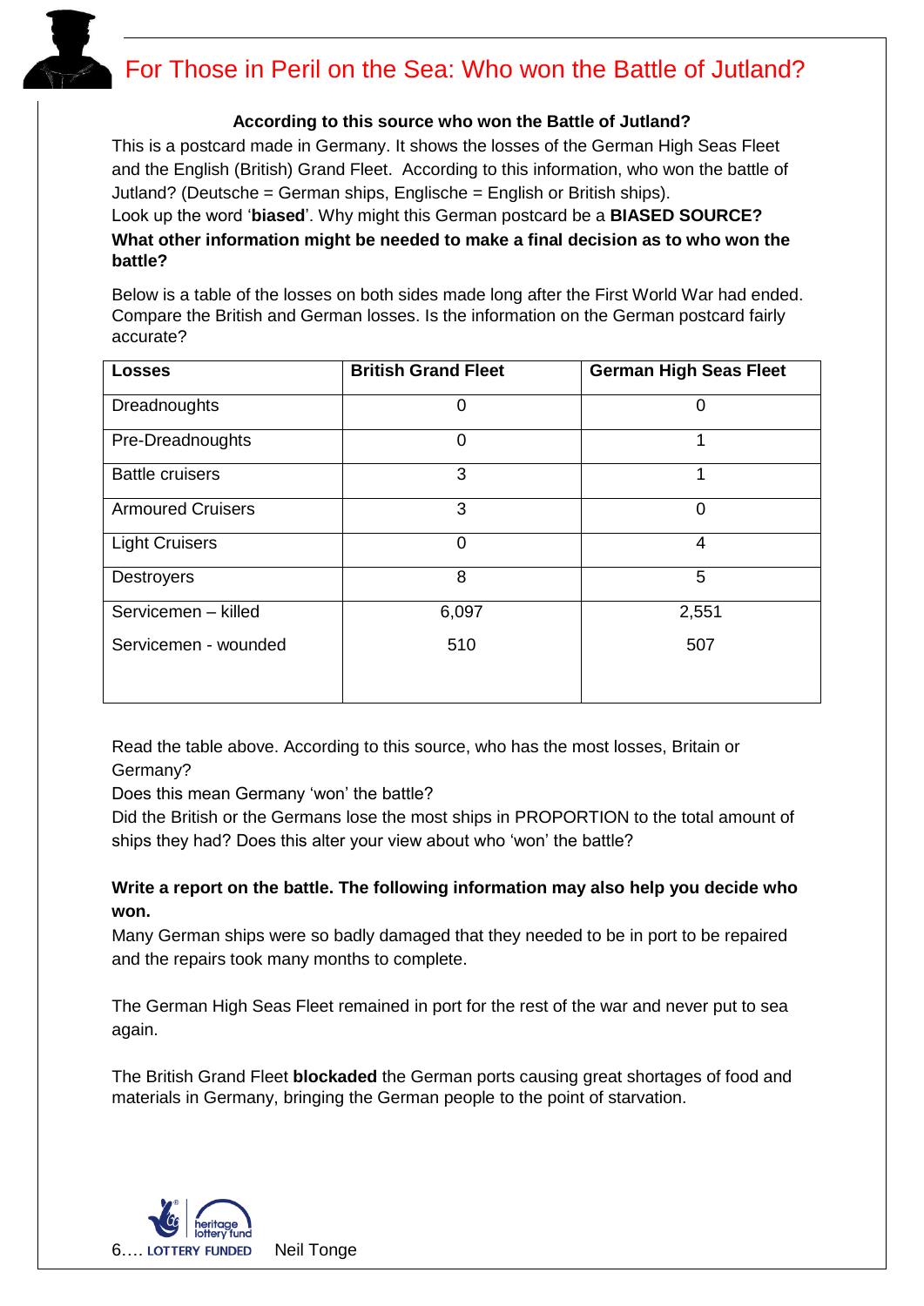# For Those in Peril on the Sea: Who won the Battle of Jutland?

**According to this source who won the Battle of Jutland?**

This is a postcard made in Germany. It shows the losses of the German High Seas Fleet and the English (British) Grand Fleet. According to this information, who won the battle of Jutland? (Deutsche = German ships, Englische = English or British ships).

Look up the word '**biased**'. Why might this German postcard be a **BIASED SOURCE?**

**What other information might be needed to make a final decision as to who won the battle?**

Below is a table of the losses on both sides made long after the First World War had ended. Compare the British and German losses. Is the information on the German postcard fairly accurate?

| Losses | British Grand Fleet | German High Seas Fleet |
|---|---|---|
| Dreadnoughts | 0 | 0 |
| Pre-Dreadnoughts | 0 | 1 |
| Battle cruisers | 3 | 1 |
| Armoured Cruisers | 3 | 0 |
| Light Cruisers | 0 | 4 |
| Destroyers | 8 | 5 |
| Servicemen – killed | 6,097 | 2,551 |
| Servicemen - wounded | 510 | 507 |

Read the table above. According to this source, who has the most losses, Britain or Germany?

Does this mean Germany 'won' the battle?

Did the British or the Germans lose the most ships in PROPORTION to the total amount of ships they had? Does this alter your view about who 'won' the battle?

**Write a report on the battle. The following information may also help you decide who won.**

Many German ships were so badly damaged that they needed to be in port to be repaired and the repairs took many months to complete.

The German High Seas Fleet remained in port for the rest of the war and never put to sea again.

The British Grand Fleet **blockaded** the German ports causing great shortages of food and materials in Germany, bringing the German people to the point of starvation.

LOTTERY FUNDED Neil Tonge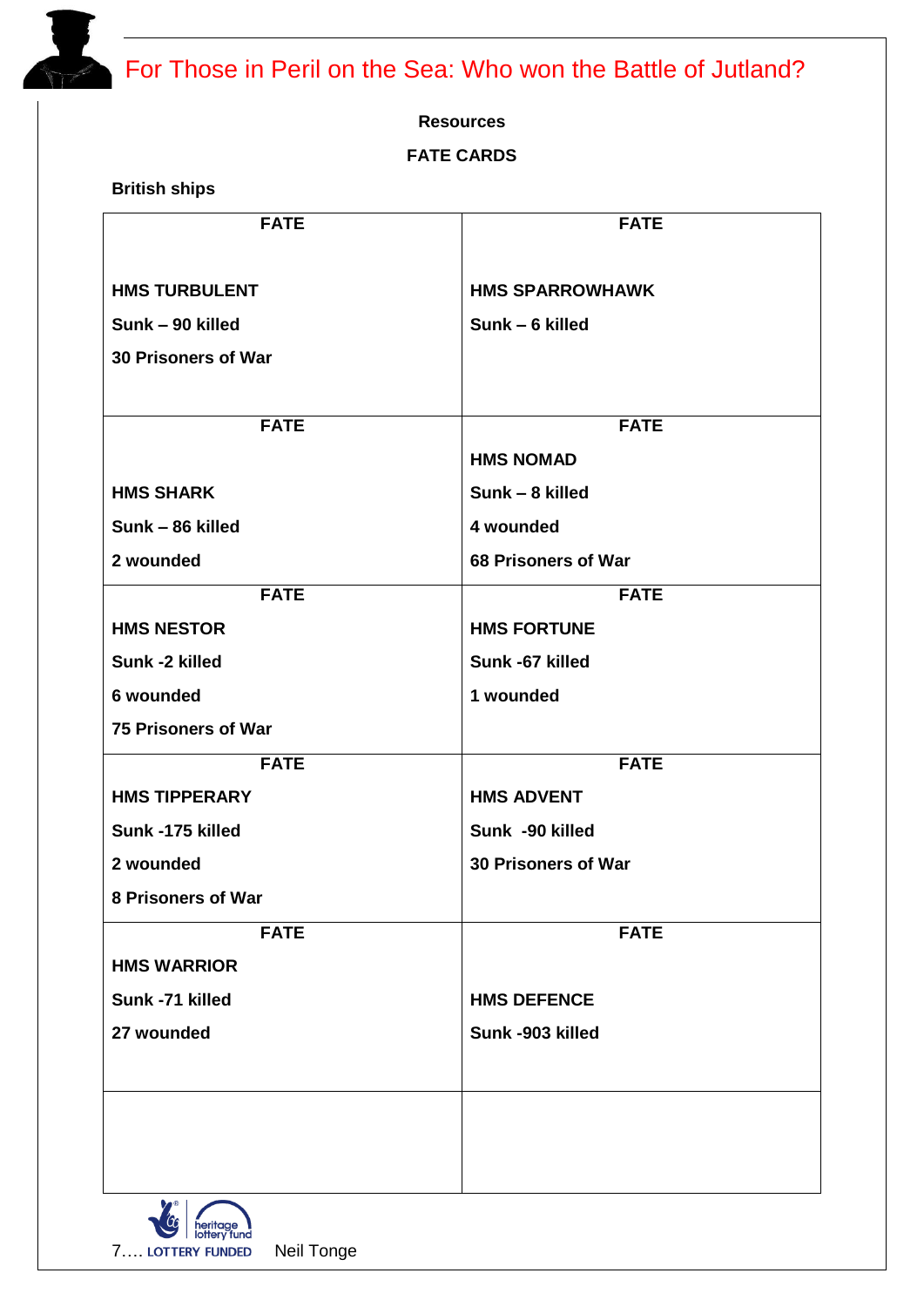# For Those in Peril on the Sea: Who won the Battle of Jutland?

**Resources**

**FATE CARDS**

**British ships**

| FATE | FATE |
|---|---|
| **HMS TURBULENT**<br>**Sunk – 90 killed**<br>**30 Prisoners of War** | **HMS SPARROWHAWK**<br>**Sunk – 6 killed** |
| **HMS SHARK**<br>**Sunk – 86 killed**<br>**2 wounded** | **HMS NOMAD**<br>**Sunk – 8 killed**<br>**4 wounded**<br>**68 Prisoners of War** |
| **HMS NESTOR**<br>**Sunk -2 killed**<br>**6 wounded**<br>**75 Prisoners of War** | **HMS FORTUNE**<br>**Sunk -67 killed**<br>**1 wounded** |
| **HMS TIPPERARY**<br>**Sunk -175 killed**<br>**2 wounded**<br>**8 Prisoners of War** | **HMS ADVENT**<br>**Sunk -90 killed**<br>**30 Prisoners of War** |
| **HMS WARRIOR**<br>**Sunk -71 killed**<br>**27 wounded** | **HMS DEFENCE**<br>**Sunk -903 killed** |
| | |

LOTTERY FUNDED Neil Tonge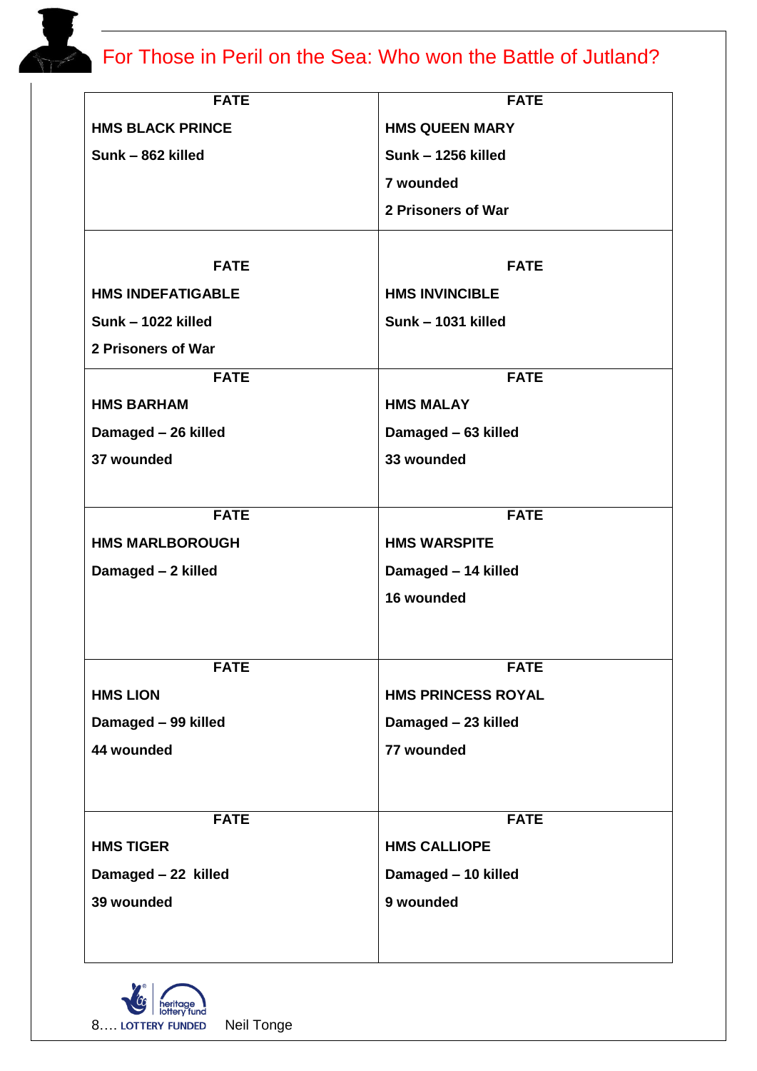# For Those in Peril on the Sea: Who won the Battle of Jutland?

| FATE | FATE |
|---|---|
| **HMS BLACK PRINCE**<br>**Sunk – 862 killed** | **HMS QUEEN MARY**<br>**Sunk – 1256 killed**<br>**7 wounded**<br>**2 Prisoners of War** |
| **FATE**<br>**HMS INDEFATIGABLE**<br>**Sunk – 1022 killed**<br>**2 Prisoners of War** | **FATE**<br>**HMS INVINCIBLE**<br>**Sunk – 1031 killed** |
| **FATE**<br>**HMS BARHAM**<br>**Damaged – 26 killed**<br>**37 wounded** | **FATE**<br>**HMS MALAY**<br>**Damaged – 63 killed**<br>**33 wounded** |
| **FATE**<br>**HMS MARLBOROUGH**<br>**Damaged – 2 killed** | **FATE**<br>**HMS WARSPITE**<br>**Damaged – 14 killed**<br>**16 wounded** |
| **FATE**<br>**HMS LION**<br>**Damaged – 99 killed**<br>**44 wounded** | **FATE**<br>**HMS PRINCESS ROYAL**<br>**Damaged – 23 killed**<br>**77 wounded** |
| **FATE**<br>**HMS TIGER**<br>**Damaged – 22 killed**<br>**39 wounded** | **FATE**<br>**HMS CALLIOPE**<br>**Damaged – 10 killed**<br>**9 wounded** |

LOTTERY FUNDED Neil Tonge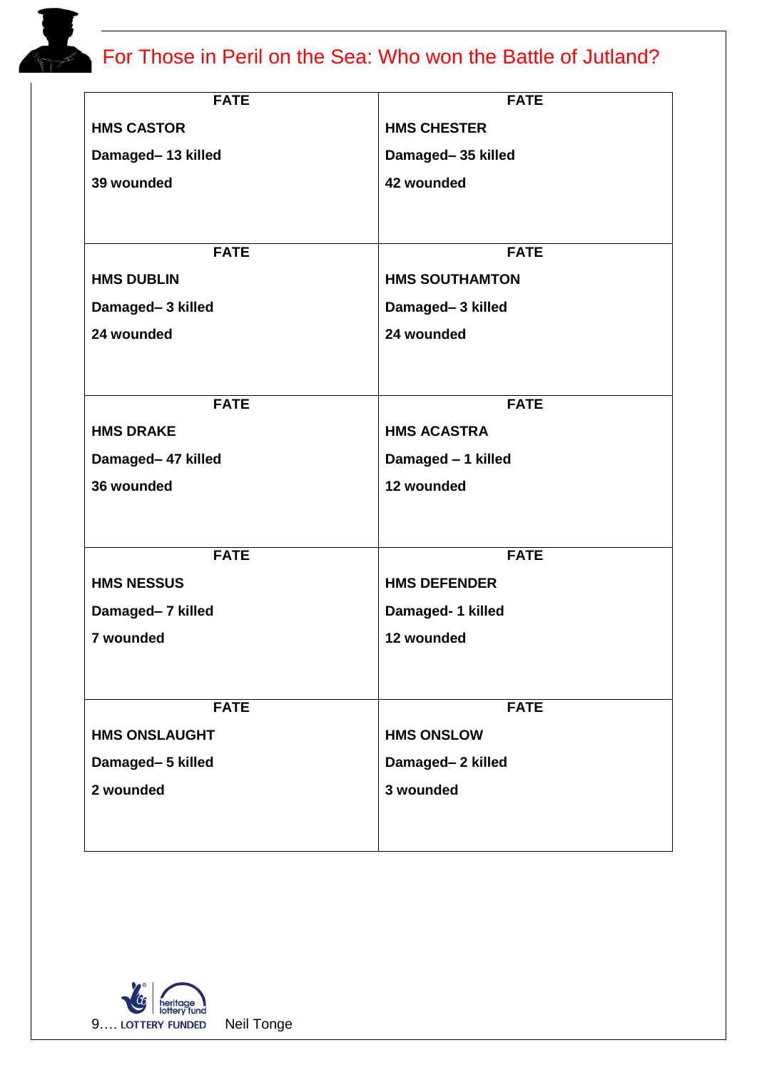# For Those in Peril on the Sea: Who won the Battle of Jutland?

| FATE | FATE |
|---|---|
| **HMS CASTOR**<br>**Damaged– 13 killed**<br>**39 wounded** | **HMS CHESTER**<br>**Damaged– 35 killed**<br>**42 wounded** |
| **FATE** | **FATE** |
| **HMS DUBLIN**<br>**Damaged– 3 killed**<br>**24 wounded** | **HMS SOUTHAMTON**<br>**Damaged– 3 killed**<br>**24 wounded** |
| **FATE** | **FATE** |
| **HMS DRAKE**<br>**Damaged– 47 killed**<br>**36 wounded** | **HMS ACASTRA**<br>**Damaged – 1 killed**<br>**12 wounded** |
| **FATE** | **FATE** |
| **HMS NESSUS**<br>**Damaged– 7 killed**<br>**7 wounded** | **HMS DEFENDER**<br>**Damaged- 1 killed**<br>**12 wounded** |
| **FATE** | **FATE** |
| **HMS ONSLAUGHT**<br>**Damaged– 5 killed**<br>**2 wounded** | **HMS ONSLOW**<br>**Damaged– 2 killed**<br>**3 wounded** |

LOTTERY FUNDED Neil Tonge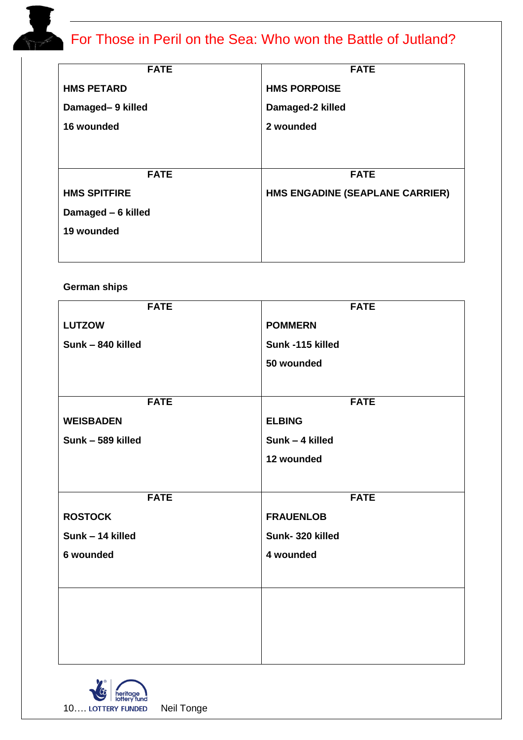## For Those in Peril on the Sea: Who won the Battle of Jutland?

| FATE | FATE |
|---|---|
| **HMS PETARD**<br>**Damaged– 9 killed**<br>**16 wounded** | **HMS PORPOISE**<br>**Damaged-2 killed**<br>**2 wounded** |
| **FATE** | **FATE** |
| **HMS SPITFIRE**<br>**Damaged – 6 killed**<br>**19 wounded** | **HMS ENGADINE (SEAPLANE CARRIER)** |

**German ships**

| FATE | FATE |
|---|---|
| **LUTZOW**<br>**Sunk – 840 killed** | **POMMERN**<br>**Sunk -115 killed**<br>**50 wounded** |
| **FATE** | **FATE** |
| **WEISBADEN**<br>**Sunk – 589 killed** | **ELBING**<br>**Sunk – 4 killed**<br>**12 wounded** |
| **FATE** | **FATE** |
| **ROSTOCK**<br>**Sunk – 14 killed**<br>**6 wounded** | **FRAUENLOB**<br>**Sunk- 320 killed**<br>**4 wounded** |
| | |

LOTTERY FUNDED Neil Tonge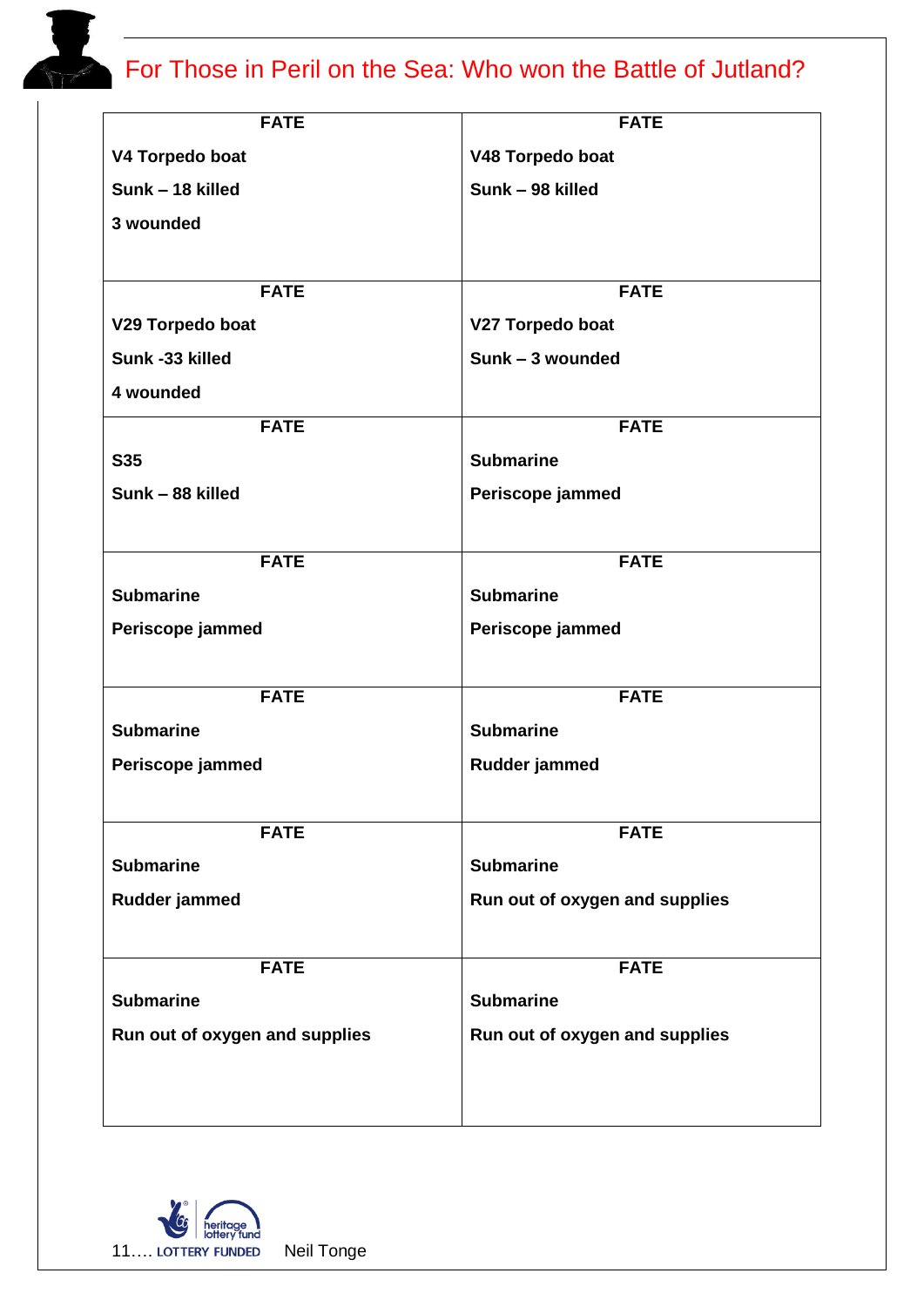# For Those in Peril on the Sea: Who won the Battle of Jutland?

| FATE | FATE |
|---|---|
| **V4 Torpedo boat**<br>**Sunk – 18 killed**<br>**3 wounded** | **V48 Torpedo boat**<br>**Sunk – 98 killed** |
| **V29 Torpedo boat**<br>**Sunk -33 killed**<br>**4 wounded** | **V27 Torpedo boat**<br>**Sunk – 3 wounded** |
| **S35**<br>**Sunk – 88 killed** | **Submarine**<br>**Periscope jammed** |
| **Submarine**<br>**Periscope jammed** | **Submarine**<br>**Periscope jammed** |
| **Submarine**<br>**Periscope jammed** | **Submarine**<br>**Rudder jammed** |
| **Submarine**<br>**Rudder jammed** | **Submarine**<br>**Run out of oxygen and supplies** |
| **Submarine**<br>**Run out of oxygen and supplies** | **Submarine**<br>**Run out of oxygen and supplies** |

LOTTERY FUNDED Neil Tonge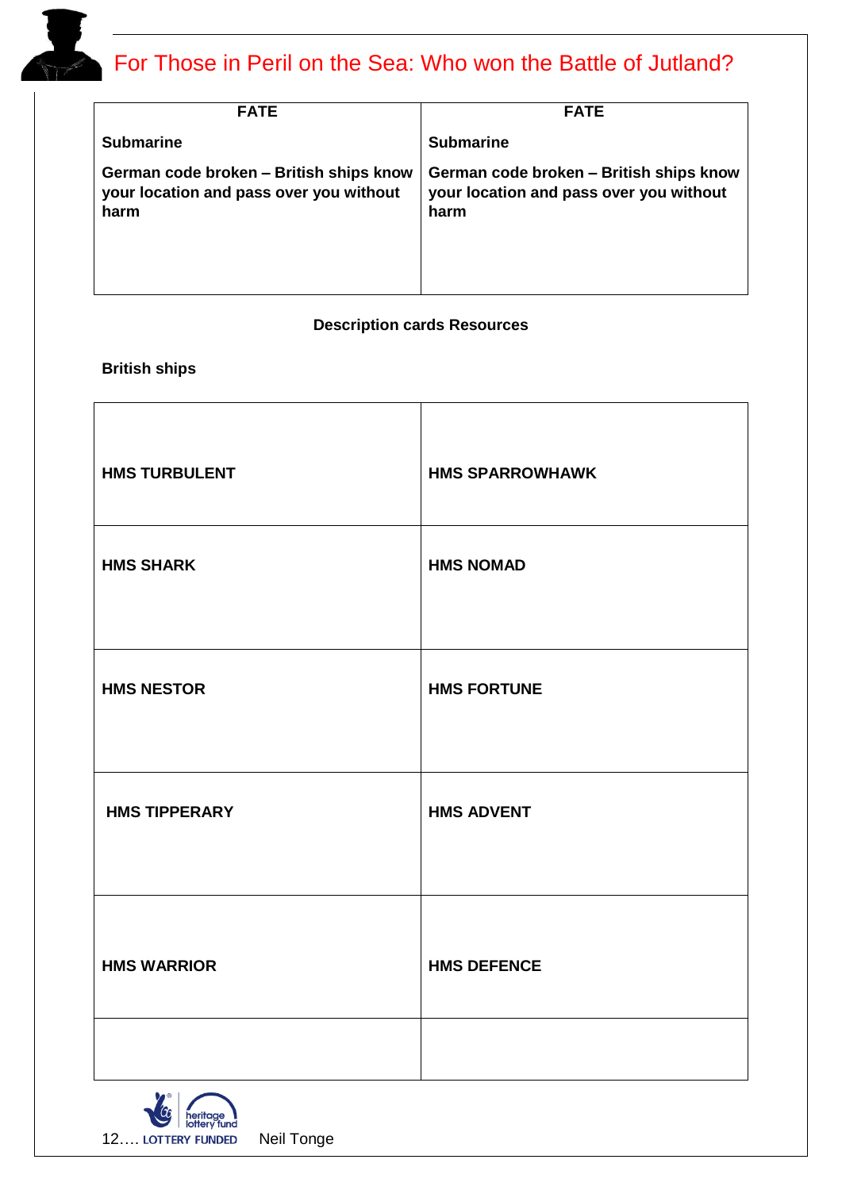| FATE | FATE |
|---|---|
| **Submarine**<br><br>**German code broken – British ships know your location and pass over you without harm** | **Submarine**<br><br>**German code broken – British ships know your location and pass over you without harm** |

**Description cards Resources**

**British ships**

| | |
|---|---|
| **HMS TURBULENT** | **HMS SPARROWHAWK** |
| **HMS SHARK** | **HMS NOMAD** |
| **HMS NESTOR** | **HMS FORTUNE** |
| **HMS TIPPERARY** | **HMS ADVENT** |
| **HMS WARRIOR** | **HMS DEFENCE** |
| | |

LOTTERY FUNDED Neil Tonge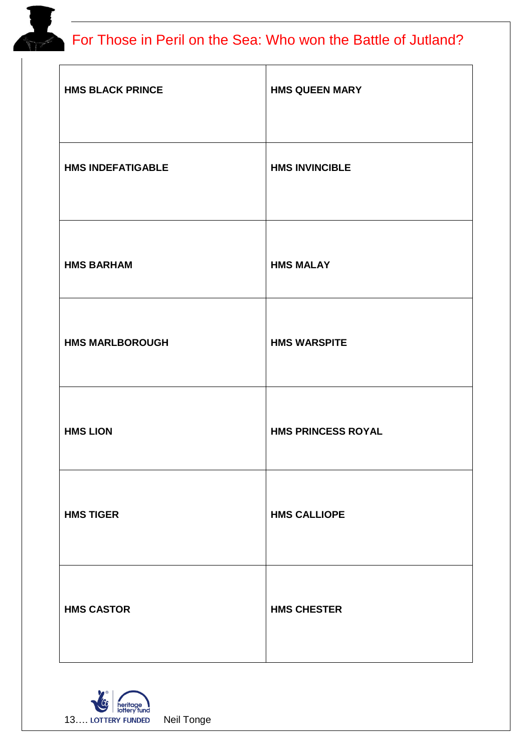# For Those in Peril on the Sea: Who won the Battle of Jutland?

| | |
|---|---|
| **HMS BLACK PRINCE** | **HMS QUEEN MARY** |
| **HMS INDEFATIGABLE** | **HMS INVINCIBLE** |
| **HMS BARHAM** | **HMS MALAY** |
| **HMS MARLBOROUGH** | **HMS WARSPITE** |
| **HMS LION** | **HMS PRINCESS ROYAL** |
| **HMS TIGER** | **HMS CALLIOPE** |
| **HMS CASTOR** | **HMS CHESTER** |

LOTTERY FUNDED Neil Tonge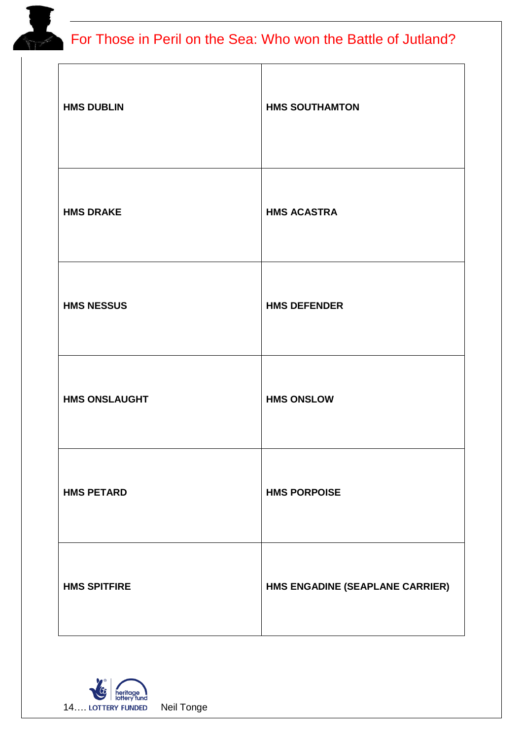# For Those in Peril on the Sea: Who won the Battle of Jutland?

| | |
|---|---|
| **HMS DUBLIN** | **HMS SOUTHAMTON** |
| **HMS DRAKE** | **HMS ACASTRA** |
| **HMS NESSUS** | **HMS DEFENDER** |
| **HMS ONSLAUGHT** | **HMS ONSLOW** |
| **HMS PETARD** | **HMS PORPOISE** |
| **HMS SPITFIRE** | **HMS ENGADINE (SEAPLANE CARRIER)** |

LOTTERY FUNDED Neil Tonge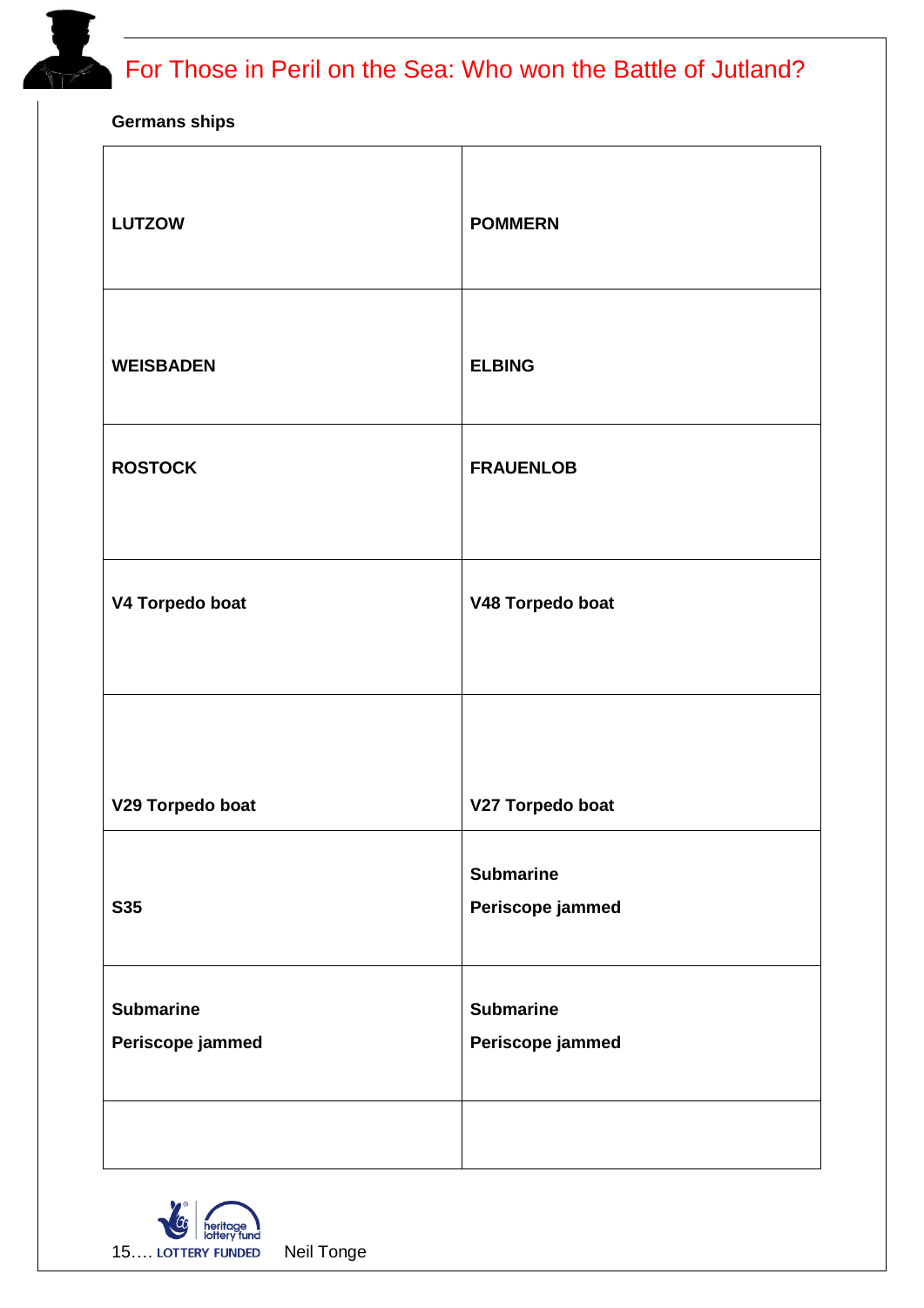# For Those in Peril on the Sea: Who won the Battle of Jutland?

**Germans ships**

| | |
|---|---|
| **LUTZOW** | **POMMERN** |
| **WEISBADEN** | **ELBING** |
| **ROSTOCK** | **FRAUENLOB** |
| **V4 Torpedo boat** | **V48 Torpedo boat** |
| **V29 Torpedo boat** | **V27 Torpedo boat** |
| **S35** | **Submarine**<br>**Periscope jammed** |
| **Submarine**<br>**Periscope jammed** | **Submarine**<br>**Periscope jammed** |
| | |

LOTTERY FUNDED Neil Tonge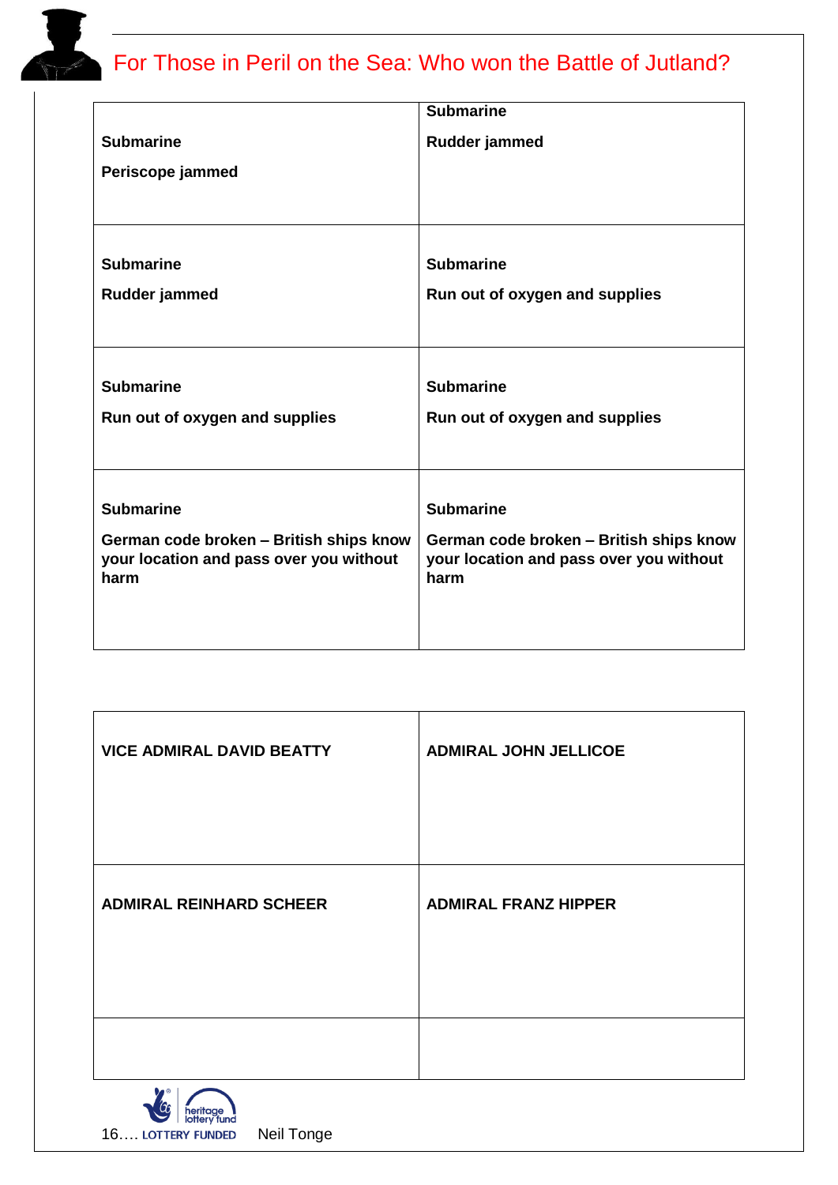# For Those in Peril on the Sea: Who won the Battle of Jutland?

| | |
|---|---|
| **Submarine**<br>**Periscope jammed** | **Submarine**<br>**Rudder jammed** |
| **Submarine**<br>**Rudder jammed** | **Submarine**<br>**Run out of oxygen and supplies** |
| **Submarine**<br>**Run out of oxygen and supplies** | **Submarine**<br>**Run out of oxygen and supplies** |
| **Submarine**<br>**German code broken – British ships know your location and pass over you without harm** | **Submarine**<br>**German code broken – British ships know your location and pass over you without harm** |

| | |
|---|---|
| **VICE ADMIRAL DAVID BEATTY** | **ADMIRAL JOHN JELLICOE** |
| **ADMIRAL REINHARD SCHEER** | **ADMIRAL FRANZ HIPPER** |
| | |

LOTTERY FUNDED Neil Tonge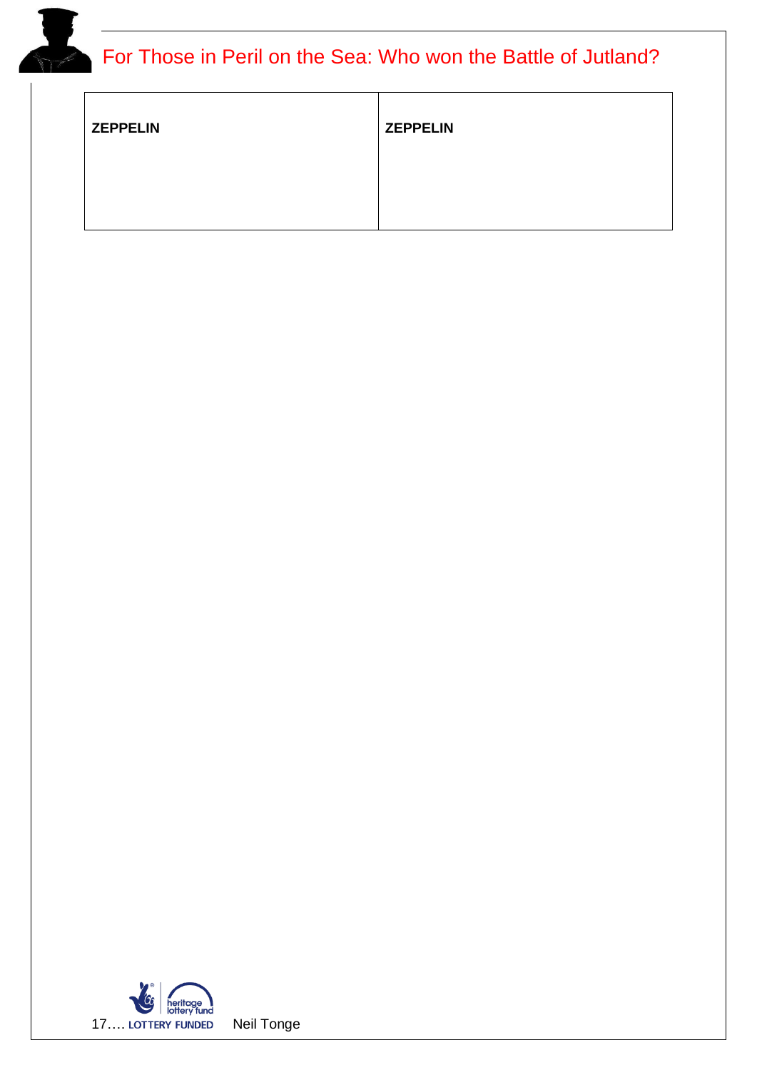| ZEPPELIN | ZEPPELIN |
| --- | --- |
| | |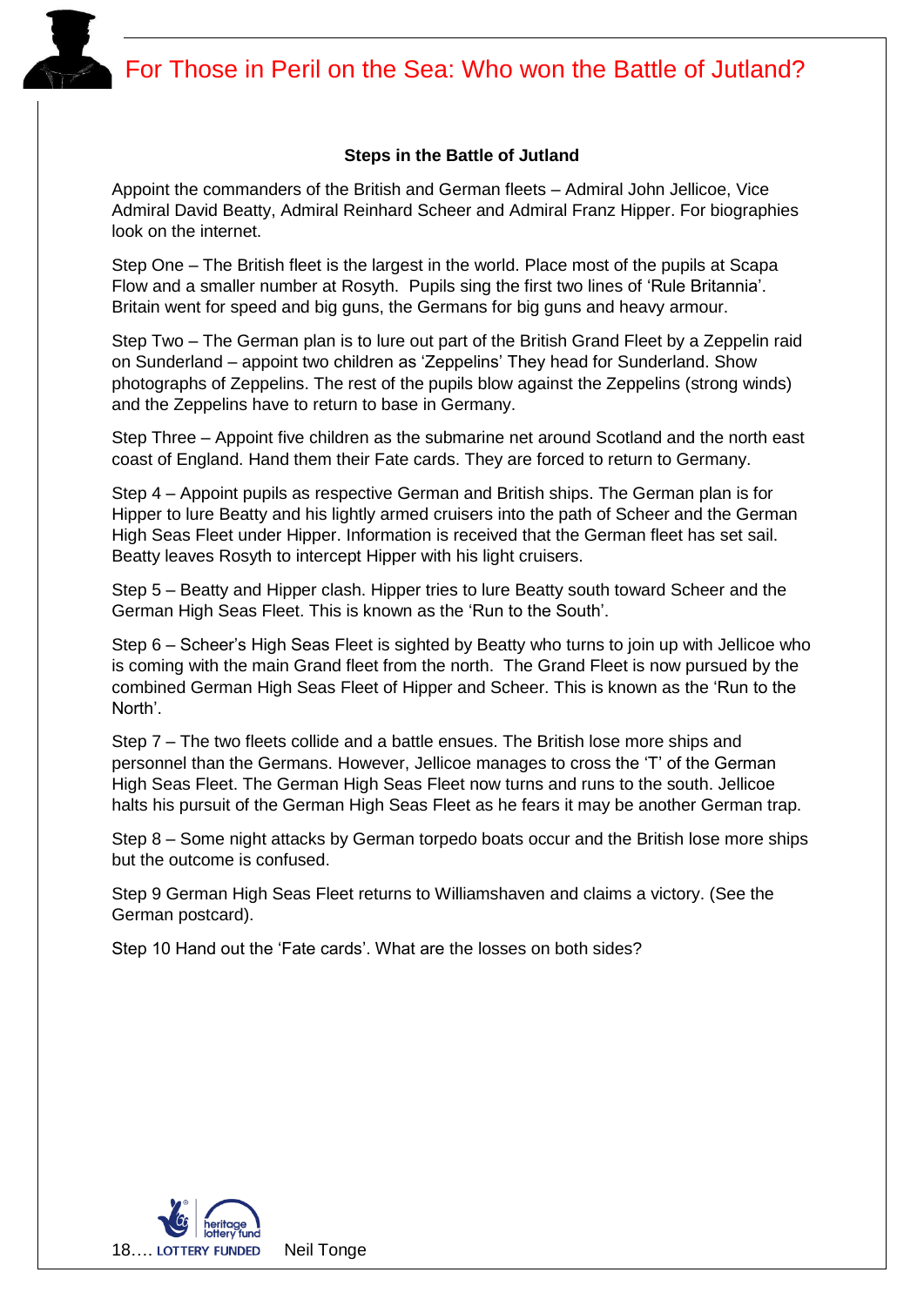# For Those in Peril on the Sea: Who won the Battle of Jutland?

**Steps in the Battle of Jutland**

Appoint the commanders of the British and German fleets – Admiral John Jellicoe, Vice Admiral David Beatty, Admiral Reinhard Scheer and Admiral Franz Hipper. For biographies look on the internet.

Step One – The British fleet is the largest in the world. Place most of the pupils at Scapa Flow and a smaller number at Rosyth. Pupils sing the first two lines of 'Rule Britannia'. Britain went for speed and big guns, the Germans for big guns and heavy armour.

Step Two – The German plan is to lure out part of the British Grand Fleet by a Zeppelin raid on Sunderland – appoint two children as 'Zeppelins' They head for Sunderland. Show photographs of Zeppelins. The rest of the pupils blow against the Zeppelins (strong winds) and the Zeppelins have to return to base in Germany.

Step Three – Appoint five children as the submarine net around Scotland and the north east coast of England. Hand them their Fate cards. They are forced to return to Germany.

Step 4 – Appoint pupils as respective German and British ships. The German plan is for Hipper to lure Beatty and his lightly armed cruisers into the path of Scheer and the German High Seas Fleet under Hipper. Information is received that the German fleet has set sail. Beatty leaves Rosyth to intercept Hipper with his light cruisers.

Step 5 – Beatty and Hipper clash. Hipper tries to lure Beatty south toward Scheer and the German High Seas Fleet. This is known as the 'Run to the South'.

Step 6 – Scheer's High Seas Fleet is sighted by Beatty who turns to join up with Jellicoe who is coming with the main Grand fleet from the north. The Grand Fleet is now pursued by the combined German High Seas Fleet of Hipper and Scheer. This is known as the 'Run to the North'.

Step 7 – The two fleets collide and a battle ensues. The British lose more ships and personnel than the Germans. However, Jellicoe manages to cross the 'T' of the German High Seas Fleet. The German High Seas Fleet now turns and runs to the south. Jellicoe halts his pursuit of the German High Seas Fleet as he fears it may be another German trap.

Step 8 – Some night attacks by German torpedo boats occur and the British lose more ships but the outcome is confused.

Step 9 German High Seas Fleet returns to Williamshaven and claims a victory. (See the German postcard).

Step 10 Hand out the 'Fate cards'. What are the losses on both sides?

LOTTERY FUNDED Neil Tonge